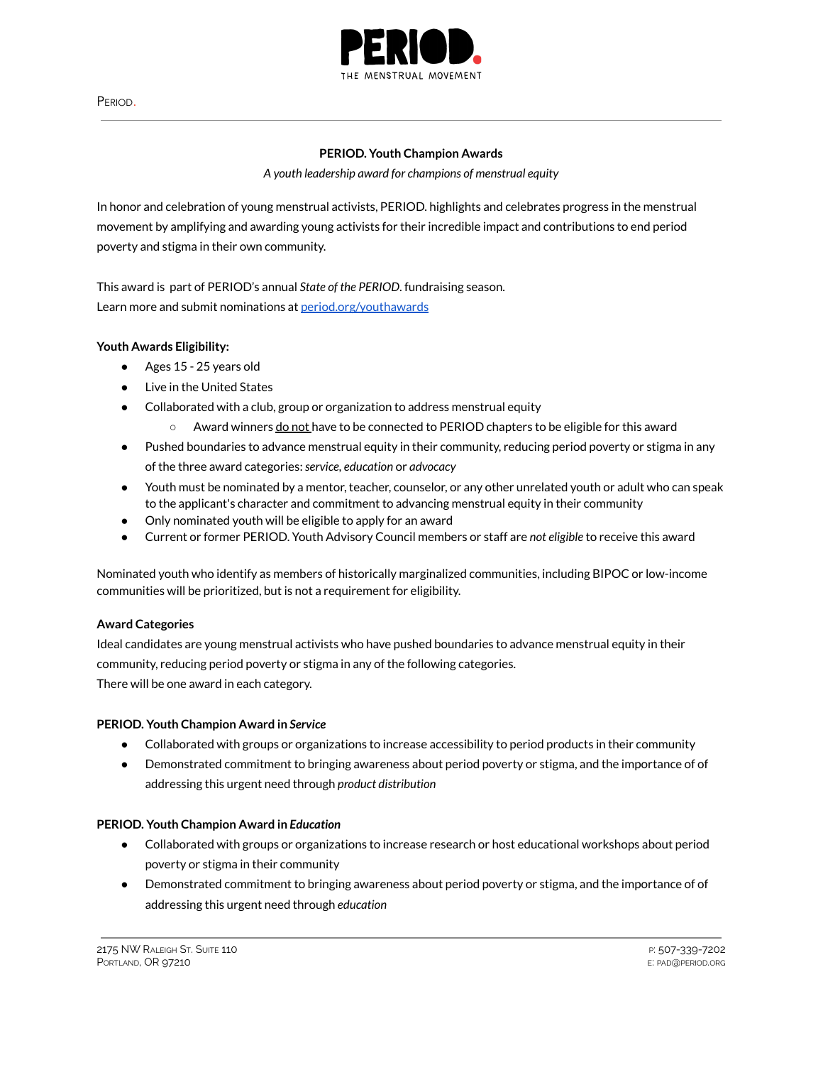## PERIOD. Youth Champion Awards

*A youth leadership award for champions of menstrual equity*

In honor and celebration of young menstrual activists, PERIOD. highlights and celebrates progress in the menstrual movement by amplifying and awarding young activists for their incredible impact and contributions to end period poverty and stigma in their own community.

This award is part of PERIOD's annual *State of the PERIOD.* fundraising season.
Learn more and submit nominations at [period.org/youthawards](period.org/youthawards)

**Youth Awards Eligibility:**

- Ages 15 - 25 years old
- Live in the United States
- Collaborated with a club, group or organization to address menstrual equity
  - Award winners do not have to be connected to PERIOD chapters to be eligible for this award
- Pushed boundaries to advance menstrual equity in their community, reducing period poverty or stigma in any of the three award categories: *service, education* or *advocacy*
- Youth must be nominated by a mentor, teacher, counselor, or any other unrelated youth or adult who can speak to the applicant's character and commitment to advancing menstrual equity in their community
- Only nominated youth will be eligible to apply for an award
- Current or former PERIOD. Youth Advisory Council members or staff are *not eligible* to receive this award

Nominated youth who identify as members of historically marginalized communities, including BIPOC or low-income communities will be prioritized, but is not a requirement for eligibility.

**Award Categories**

Ideal candidates are young menstrual activists who have pushed boundaries to advance menstrual equity in their community, reducing period poverty or stigma in any of the following categories.
There will be one award in each category.

**PERIOD. Youth Champion Award in *Service***

- Collaborated with groups or organizations to increase accessibility to period products in their community
- Demonstrated commitment to bringing awareness about period poverty or stigma, and the importance of of addressing this urgent need through *product distribution*

**PERIOD. Youth Champion Award in *Education***

- Collaborated with groups or organizations to increase research or host educational workshops about period poverty or stigma in their community
- Demonstrated commitment to bringing awareness about period poverty or stigma, and the importance of of addressing this urgent need through *education*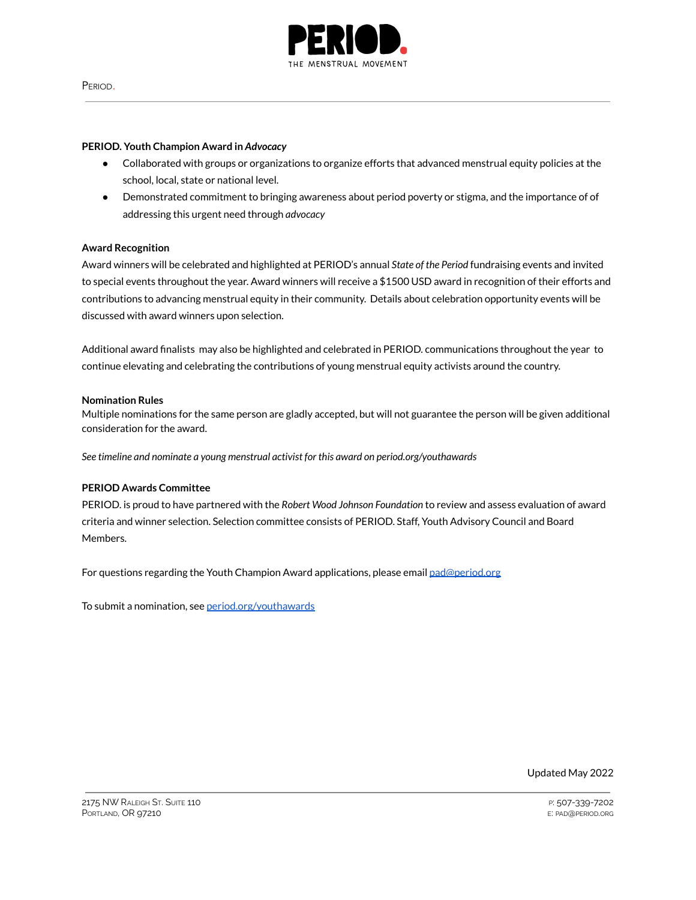**PERIOD. Youth Champion Award in *Advocacy***

- Collaborated with groups or organizations to organize efforts that advanced menstrual equity policies at the school, local, state or national level.
- Demonstrated commitment to bringing awareness about period poverty or stigma, and the importance of of addressing this urgent need through *advocacy*

**Award Recognition**

Award winners will be celebrated and highlighted at PERIOD's annual *State of the Period* fundraising events and invited to special events throughout the year. Award winners will receive a $1500 USD award in recognition of their efforts and contributions to advancing menstrual equity in their community. Details about celebration opportunity events will be discussed with award winners upon selection.

Additional award finalists may also be highlighted and celebrated in PERIOD. communications throughout the year to continue elevating and celebrating the contributions of young menstrual equity activists around the country.

**Nomination Rules**

Multiple nominations for the same person are gladly accepted, but will not guarantee the person will be given additional consideration for the award.

*See timeline and nominate a young menstrual activist for this award on period.org/youthawards*

**PERIOD Awards Committee**

PERIOD. is proud to have partnered with the *Robert Wood Johnson Foundation* to review and assess evaluation of award criteria and winner selection. Selection committee consists of PERIOD. Staff, Youth Advisory Council and Board Members.

For questions regarding the Youth Champion Award applications, please email pad@period.org

To submit a nomination, see period.org/youthawards

Updated May 2022